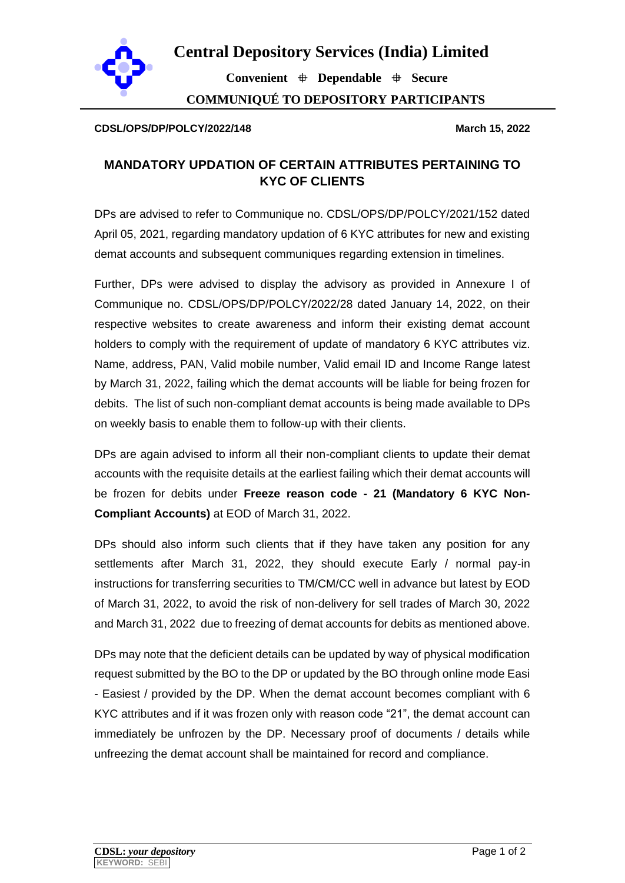# Central Depository Services (India) Limited

**Convenient ⁜ Dependable ⁜ Secure**

**COMMUNIQUÉ TO DEPOSITORY PARTICIPANTS**

**CDSL/OPS/DP/POLCY/2022/148** **March 15, 2022**

## MANDATORY UPDATION OF CERTAIN ATTRIBUTES PERTAINING TO KYC OF CLIENTS

DPs are advised to refer to Communique no. CDSL/OPS/DP/POLCY/2021/152 dated April 05, 2021, regarding mandatory updation of 6 KYC attributes for new and existing demat accounts and subsequent communiques regarding extension in timelines.

Further, DPs were advised to display the advisory as provided in Annexure I of Communique no. CDSL/OPS/DP/POLCY/2022/28 dated January 14, 2022, on their respective websites to create awareness and inform their existing demat account holders to comply with the requirement of update of mandatory 6 KYC attributes viz. Name, address, PAN, Valid mobile number, Valid email ID and Income Range latest by March 31, 2022, failing which the demat accounts will be liable for being frozen for debits. The list of such non-compliant demat accounts is being made available to DPs on weekly basis to enable them to follow-up with their clients.

DPs are again advised to inform all their non-compliant clients to update their demat accounts with the requisite details at the earliest failing which their demat accounts will be frozen for debits under **Freeze reason code - 21 (Mandatory 6 KYC Non-Compliant Accounts)** at EOD of March 31, 2022.

DPs should also inform such clients that if they have taken any position for any settlements after March 31, 2022, they should execute Early / normal pay-in instructions for transferring securities to TM/CM/CC well in advance but latest by EOD of March 31, 2022, to avoid the risk of non-delivery for sell trades of March 30, 2022 and March 31, 2022 due to freezing of demat accounts for debits as mentioned above.

DPs may note that the deficient details can be updated by way of physical modification request submitted by the BO to the DP or updated by the BO through online mode Easi - Easiest / provided by the DP. When the demat account becomes compliant with 6 KYC attributes and if it was frozen only with reason code "21", the demat account can immediately be unfrozen by the DP. Necessary proof of documents / details while unfreezing the demat account shall be maintained for record and compliance.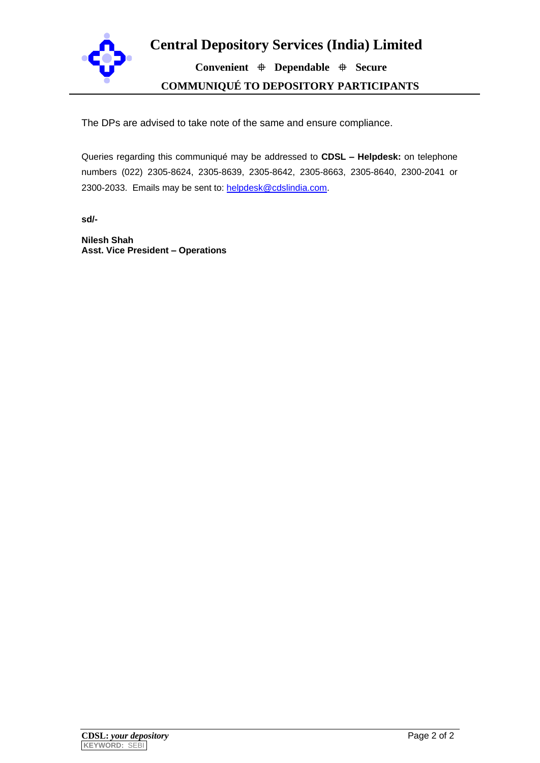The DPs are advised to take note of the same and ensure compliance.

Queries regarding this communiqué may be addressed to **CDSL – Helpdesk:** on telephone numbers (022) 2305-8624, 2305-8639, 2305-8642, 2305-8663, 2305-8640, 2300-2041 or 2300-2033. Emails may be sent to: helpdesk@cdslindia.com.

**sd/-**

**Nilesh Shah**
**Asst. Vice President – Operations**